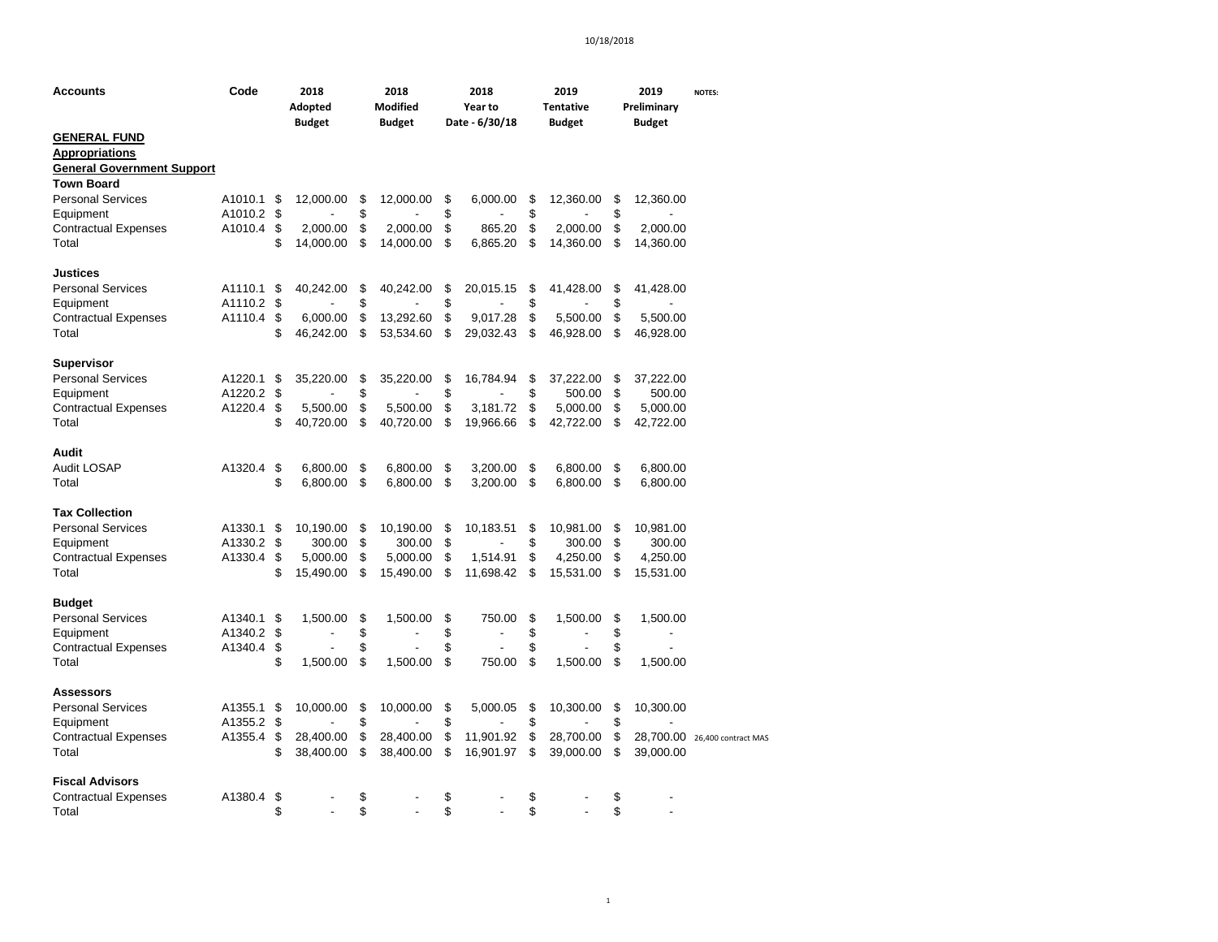| Accounts | Code | 2018 Adopted Budget | 2018 Modified Budget | 2018 Year to Date - 6/30/18 | 2019 Tentative Budget | 2019 Preliminary Budget | NOTES: |
|---|---|---|---|---|---|---|---|
| **GENERAL FUND** | | | | | | | |
| **Appropriations** | | | | | | | |
| **General Government Support** | | | | | | | |
| **Town Board** | | | | | | | |
| Personal Services | A1010.1 | $ 12,000.00 | $ 12,000.00 | $ 6,000.00 | $ 12,360.00 | $ 12,360.00 | |
| Equipment | A1010.2 | $ - | $ - | $ - | $ - | $ - | |
| Contractual Expenses | A1010.4 | $ 2,000.00 | $ 2,000.00 | $ 865.20 | $ 2,000.00 | $ 2,000.00 | |
| Total | | $ 14,000.00 | $ 14,000.00 | $ 6,865.20 | $ 14,360.00 | $ 14,360.00 | |
| | | | | | | | |
| **Justices** | | | | | | | |
| Personal Services | A1110.1 | $ 40,242.00 | $ 40,242.00 | $ 20,015.15 | $ 41,428.00 | $ 41,428.00 | |
| Equipment | A1110.2 | $ - | $ - | $ - | $ - | $ - | |
| Contractual Expenses | A1110.4 | $ 6,000.00 | $ 13,292.60 | $ 9,017.28 | $ 5,500.00 | $ 5,500.00 | |
| Total | | $ 46,242.00 | $ 53,534.60 | $ 29,032.43 | $ 46,928.00 | $ 46,928.00 | |
| | | | | | | | |
| **Supervisor** | | | | | | | |
| Personal Services | A1220.1 | $ 35,220.00 | $ 35,220.00 | $ 16,784.94 | $ 37,222.00 | $ 37,222.00 | |
| Equipment | A1220.2 | $ - | $ - | $ - | $ 500.00 | $ 500.00 | |
| Contractual Expenses | A1220.4 | $ 5,500.00 | $ 5,500.00 | $ 3,181.72 | $ 5,000.00 | $ 5,000.00 | |
| Total | | $ 40,720.00 | $ 40,720.00 | $ 19,966.66 | $ 42,722.00 | $ 42,722.00 | |
| | | | | | | | |
| **Audit** | | | | | | | |
| Audit LOSAP | A1320.4 | $ 6,800.00 | $ 6,800.00 | $ 3,200.00 | $ 6,800.00 | $ 6,800.00 | |
| Total | | $ 6,800.00 | $ 6,800.00 | $ 3,200.00 | $ 6,800.00 | $ 6,800.00 | |
| | | | | | | | |
| **Tax Collection** | | | | | | | |
| Personal Services | A1330.1 | $ 10,190.00 | $ 10,190.00 | $ 10,183.51 | $ 10,981.00 | $ 10,981.00 | |
| Equipment | A1330.2 | $ 300.00 | $ 300.00 | $ - | $ 300.00 | $ 300.00 | |
| Contractual Expenses | A1330.4 | $ 5,000.00 | $ 5,000.00 | $ 1,514.91 | $ 4,250.00 | $ 4,250.00 | |
| Total | | $ 15,490.00 | $ 15,490.00 | $ 11,698.42 | $ 15,531.00 | $ 15,531.00 | |
| | | | | | | | |
| **Budget** | | | | | | | |
| Personal Services | A1340.1 | $ 1,500.00 | $ 1,500.00 | $ 750.00 | $ 1,500.00 | $ 1,500.00 | |
| Equipment | A1340.2 | $ - | $ - | $ - | $ - | $ - | |
| Contractual Expenses | A1340.4 | $ - | $ - | $ - | $ - | $ - | |
| Total | | $ 1,500.00 | $ 1,500.00 | $ 750.00 | $ 1,500.00 | $ 1,500.00 | |
| | | | | | | | |
| **Assessors** | | | | | | | |
| Personal Services | A1355.1 | $ 10,000.00 | $ 10,000.00 | $ 5,000.05 | $ 10,300.00 | $ 10,300.00 | |
| Equipment | A1355.2 | $ - | $ - | $ - | $ - | $ - | |
| Contractual Expenses | A1355.4 | $ 28,400.00 | $ 28,400.00 | $ 11,901.92 | $ 28,700.00 | $ 28,700.00 | 26,400 contract MAS |
| Total | | $ 38,400.00 | $ 38,400.00 | $ 16,901.97 | $ 39,000.00 | $ 39,000.00 | |
| | | | | | | | |
| **Fiscal Advisors** | | | | | | | |
| Contractual Expenses | A1380.4 | $ - | $ - | $ - | $ - | $ - | |
| Total | | $ - | $ - | $ - | $ - | $ - | |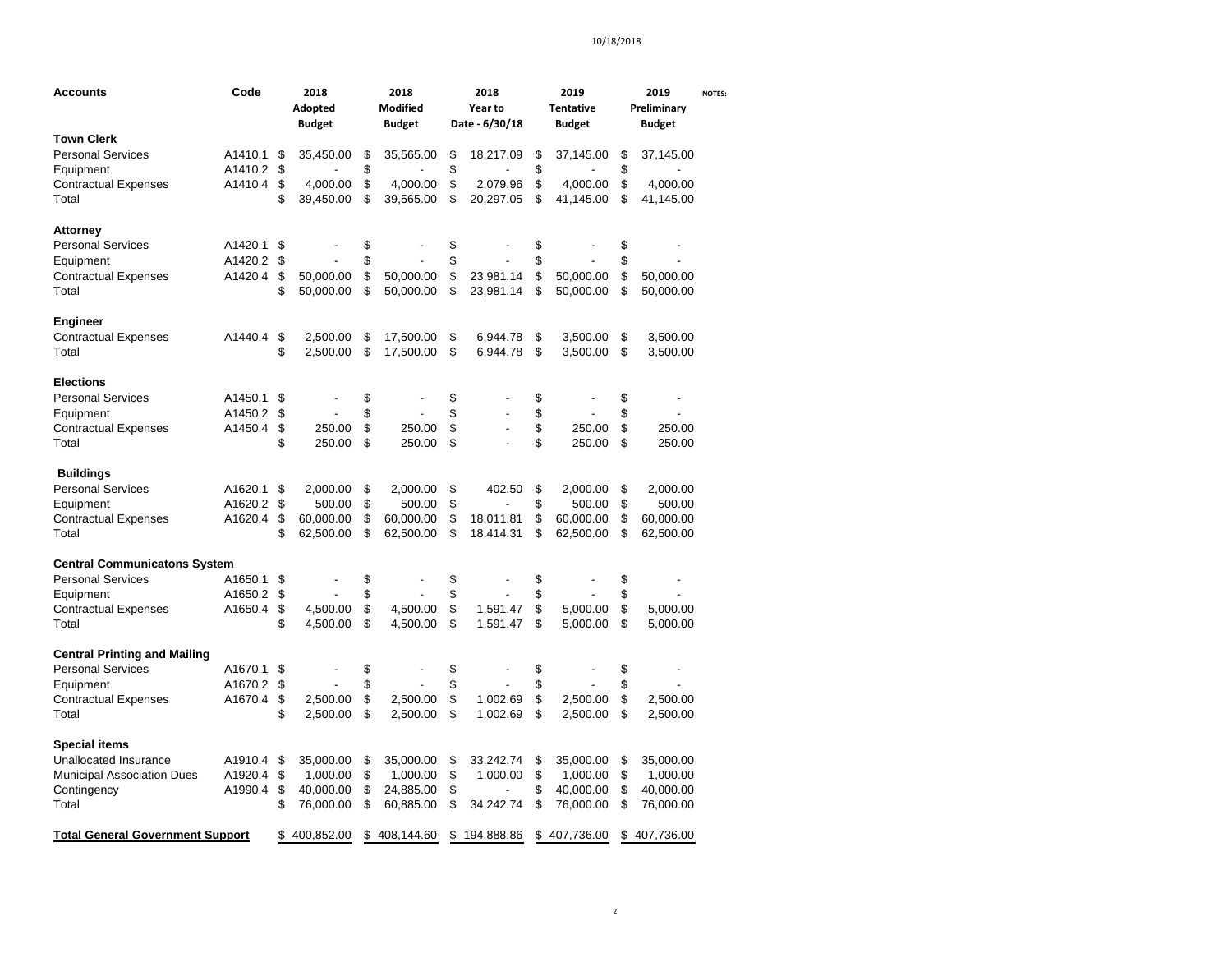| Accounts | Code | 2018 Adopted Budget | 2018 Modified Budget | 2018 Year to Date - 6/30/18 | 2019 Tentative Budget | 2019 Preliminary Budget | NOTES: |
|---|---|---|---|---|---|---|---|
| **Town Clerk** | | | | | | | |
| Personal Services | A1410.1 | $ 35,450.00 | $ 35,565.00 | $ 18,217.09 | $ 37,145.00 | $ 37,145.00 | |
| Equipment | A1410.2 | $ - | $ - | $ - | $ - | $ - | |
| Contractual Expenses | A1410.4 | $ 4,000.00 | $ 4,000.00 | $ 2,079.96 | $ 4,000.00 | $ 4,000.00 | |
| Total | | $ 39,450.00 | $ 39,565.00 | $ 20,297.05 | $ 41,145.00 | $ 41,145.00 | |
| **Attorney** | | | | | | | |
| Personal Services | A1420.1 | $ - | $ - | $ - | $ - | $ - | |
| Equipment | A1420.2 | $ - | $ - | $ - | $ - | $ - | |
| Contractual Expenses | A1420.4 | $ 50,000.00 | $ 50,000.00 | $ 23,981.14 | $ 50,000.00 | $ 50,000.00 | |
| Total | | $ 50,000.00 | $ 50,000.00 | $ 23,981.14 | $ 50,000.00 | $ 50,000.00 | |
| **Engineer** | | | | | | | |
| Contractual Expenses | A1440.4 | $ 2,500.00 | $ 17,500.00 | $ 6,944.78 | $ 3,500.00 | $ 3,500.00 | |
| Total | | $ 2,500.00 | $ 17,500.00 | $ 6,944.78 | $ 3,500.00 | $ 3,500.00 | |
| **Elections** | | | | | | | |
| Personal Services | A1450.1 | $ - | $ - | $ - | $ - | $ - | |
| Equipment | A1450.2 | $ - | $ - | $ - | $ - | $ - | |
| Contractual Expenses | A1450.4 | $ 250.00 | $ 250.00 | $ - | $ 250.00 | $ 250.00 | |
| Total | | $ 250.00 | $ 250.00 | $ - | $ 250.00 | $ 250.00 | |
| **Buildings** | | | | | | | |
| Personal Services | A1620.1 | $ 2,000.00 | $ 2,000.00 | $ 402.50 | $ 2,000.00 | $ 2,000.00 | |
| Equipment | A1620.2 | $ 500.00 | $ 500.00 | $ - | $ 500.00 | $ 500.00 | |
| Contractual Expenses | A1620.4 | $ 60,000.00 | $ 60,000.00 | $ 18,011.81 | $ 60,000.00 | $ 60,000.00 | |
| Total | | $ 62,500.00 | $ 62,500.00 | $ 18,414.31 | $ 62,500.00 | $ 62,500.00 | |
| **Central Communicatons System** | | | | | | | |
| Personal Services | A1650.1 | $ - | $ - | $ - | $ - | $ - | |
| Equipment | A1650.2 | $ - | $ - | $ - | $ - | $ - | |
| Contractual Expenses | A1650.4 | $ 4,500.00 | $ 4,500.00 | $ 1,591.47 | $ 5,000.00 | $ 5,000.00 | |
| Total | | $ 4,500.00 | $ 4,500.00 | $ 1,591.47 | $ 5,000.00 | $ 5,000.00 | |
| **Central Printing and Mailing** | | | | | | | |
| Personal Services | A1670.1 | $ - | $ - | $ - | $ - | $ - | |
| Equipment | A1670.2 | $ - | $ - | $ - | $ - | $ - | |
| Contractual Expenses | A1670.4 | $ 2,500.00 | $ 2,500.00 | $ 1,002.69 | $ 2,500.00 | $ 2,500.00 | |
| Total | | $ 2,500.00 | $ 2,500.00 | $ 1,002.69 | $ 2,500.00 | $ 2,500.00 | |
| **Special items** | | | | | | | |
| Unallocated Insurance | A1910.4 | $ 35,000.00 | $ 35,000.00 | $ 33,242.74 | $ 35,000.00 | $ 35,000.00 | |
| Municipal Association Dues | A1920.4 | $ 1,000.00 | $ 1,000.00 | $ 1,000.00 | $ 1,000.00 | $ 1,000.00 | |
| Contingency | A1990.4 | $ 40,000.00 | $ 24,885.00 | $ - | $ 40,000.00 | $ 40,000.00 | |
| Total | | $ 76,000.00 | $ 60,885.00 | $ 34,242.74 | $ 76,000.00 | $ 76,000.00 | |
| **Total General Government Support** | | $ 400,852.00 | $ 408,144.60 | $ 194,888.86 | $ 407,736.00 | $ 407,736.00 | |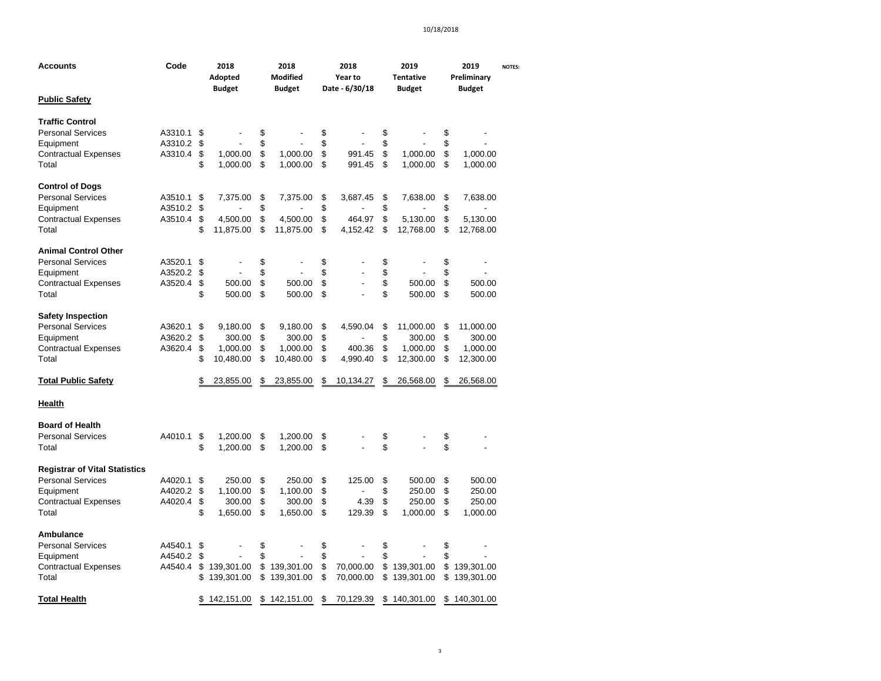| Accounts | Code | 2018 Adopted Budget | 2018 Modified Budget | 2018 Year to Date - 6/30/18 | 2019 Tentative Budget | 2019 Preliminary Budget | NOTES: |
|---|---|---|---|---|---|---|---|
| **Public Safety** | | | | | | | |
| | | | | | | | |
| **Traffic Control** | | | | | | | |
| Personal Services | A3310.1 | $ - | $ - | $ - | $ - | $ - | |
| Equipment | A3310.2 | $ - | $ - | $ - | $ - | $ - | |
| Contractual Expenses | A3310.4 | $ 1,000.00 | $ 1,000.00 | $ 991.45 | $ 1,000.00 | $ 1,000.00 | |
| Total | | $ 1,000.00 | $ 1,000.00 | $ 991.45 | $ 1,000.00 | $ 1,000.00 | |
| | | | | | | | |
| **Control of Dogs** | | | | | | | |
| Personal Services | A3510.1 | $ 7,375.00 | $ 7,375.00 | $ 3,687.45 | $ 7,638.00 | $ 7,638.00 | |
| Equipment | A3510.2 | $ - | $ - | $ - | $ - | $ - | |
| Contractual Expenses | A3510.4 | $ 4,500.00 | $ 4,500.00 | $ 464.97 | $ 5,130.00 | $ 5,130.00 | |
| Total | | $ 11,875.00 | $ 11,875.00 | $ 4,152.42 | $ 12,768.00 | $ 12,768.00 | |
| | | | | | | | |
| **Animal Control Other** | | | | | | | |
| Personal Services | A3520.1 | $ - | $ - | $ - | $ - | $ - | |
| Equipment | A3520.2 | $ - | $ - | $ - | $ - | $ - | |
| Contractual Expenses | A3520.4 | $ 500.00 | $ 500.00 | $ - | $ 500.00 | $ 500.00 | |
| Total | | $ 500.00 | $ 500.00 | $ - | $ 500.00 | $ 500.00 | |
| | | | | | | | |
| **Safety Inspection** | | | | | | | |
| Personal Services | A3620.1 | $ 9,180.00 | $ 9,180.00 | $ 4,590.04 | $ 11,000.00 | $ 11,000.00 | |
| Equipment | A3620.2 | $ 300.00 | $ 300.00 | $ - | $ 300.00 | $ 300.00 | |
| Contractual Expenses | A3620.4 | $ 1,000.00 | $ 1,000.00 | $ 400.36 | $ 1,000.00 | $ 1,000.00 | |
| Total | | $ 10,480.00 | $ 10,480.00 | $ 4,990.40 | $ 12,300.00 | $ 12,300.00 | |
| | | | | | | | |
| **Total Public Safety** | | $ 23,855.00 | $ 23,855.00 | $ 10,134.27 | $ 26,568.00 | $ 26,568.00 | |
| | | | | | | | |
| **Health** | | | | | | | |
| | | | | | | | |
| **Board of Health** | | | | | | | |
| Personal Services | A4010.1 | $ 1,200.00 | $ 1,200.00 | $ - | $ - | $ - | |
| Total | | $ 1,200.00 | $ 1,200.00 | $ - | $ - | $ - | |
| | | | | | | | |
| **Registrar of Vital Statistics** | | | | | | | |
| Personal Services | A4020.1 | $ 250.00 | $ 250.00 | $ 125.00 | $ 500.00 | $ 500.00 | |
| Equipment | A4020.2 | $ 1,100.00 | $ 1,100.00 | $ - | $ 250.00 | $ 250.00 | |
| Contractual Expenses | A4020.4 | $ 300.00 | $ 300.00 | $ 4.39 | $ 250.00 | $ 250.00 | |
| Total | | $ 1,650.00 | $ 1,650.00 | $ 129.39 | $ 1,000.00 | $ 1,000.00 | |
| | | | | | | | |
| **Ambulance** | | | | | | | |
| Personal Services | A4540.1 | $ - | $ - | $ - | $ - | $ - | |
| Equipment | A4540.2 | $ - | $ - | $ - | $ - | $ - | |
| Contractual Expenses | A4540.4 | $ 139,301.00 | $ 139,301.00 | $ 70,000.00 | $ 139,301.00 | $ 139,301.00 | |
| Total | | $ 139,301.00 | $ 139,301.00 | $ 70,000.00 | $ 139,301.00 | $ 139,301.00 | |
| | | | | | | | |
| **Total Health** | | $ 142,151.00 | $ 142,151.00 | $ 70,129.39 | $ 140,301.00 | $ 140,301.00 | |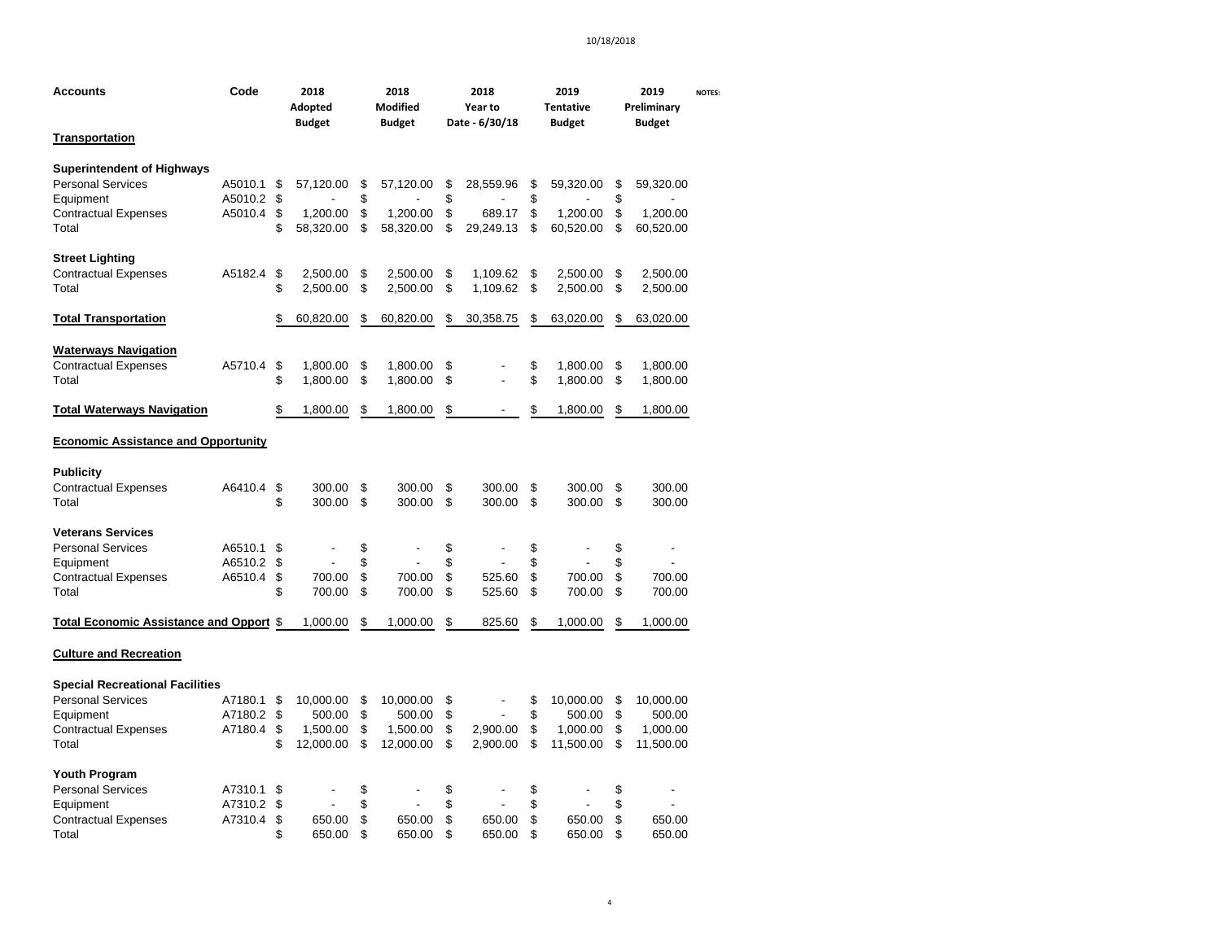| Accounts | Code | 2018 Adopted Budget | 2018 Modified Budget | 2018 Year to Date - 6/30/18 | 2019 Tentative Budget | 2019 Preliminary Budget | NOTES: |
|---|---|---|---|---|---|---|---|
| **Transportation** | | | | | | | |
| | | | | | | | |
| **Superintendent of Highways** | | | | | | | |
| Personal Services | A5010.1 | $ 57,120.00 | $ 57,120.00 | $ 28,559.96 | $ 59,320.00 | $ 59,320.00 | |
| Equipment | A5010.2 | $ - | $ - | $ - | $ - | $ - | |
| Contractual Expenses | A5010.4 | $ 1,200.00 | $ 1,200.00 | $ 689.17 | $ 1,200.00 | $ 1,200.00 | |
| Total | | $ 58,320.00 | $ 58,320.00 | $ 29,249.13 | $ 60,520.00 | $ 60,520.00 | |
| | | | | | | | |
| **Street Lighting** | | | | | | | |
| Contractual Expenses | A5182.4 | $ 2,500.00 | $ 2,500.00 | $ 1,109.62 | $ 2,500.00 | $ 2,500.00 | |
| Total | | $ 2,500.00 | $ 2,500.00 | $ 1,109.62 | $ 2,500.00 | $ 2,500.00 | |
| | | | | | | | |
| **Total Transportation** | | $ 60,820.00 | $ 60,820.00 | $ 30,358.75 | $ 63,020.00 | $ 63,020.00 | |
| | | | | | | | |
| **Waterways Navigation** | | | | | | | |
| Contractual Expenses | A5710.4 | $ 1,800.00 | $ 1,800.00 | $ - | $ 1,800.00 | $ 1,800.00 | |
| Total | | $ 1,800.00 | $ 1,800.00 | $ - | $ 1,800.00 | $ 1,800.00 | |
| | | | | | | | |
| **Total Waterways Navigation** | | $ 1,800.00 | $ 1,800.00 | $ - | $ 1,800.00 | $ 1,800.00 | |
| | | | | | | | |
| **Economic Assistance and Opportunity** | | | | | | | |
| | | | | | | | |
| **Publicity** | | | | | | | |
| Contractual Expenses | A6410.4 | $ 300.00 | $ 300.00 | $ 300.00 | $ 300.00 | $ 300.00 | |
| Total | | $ 300.00 | $ 300.00 | $ 300.00 | $ 300.00 | $ 300.00 | |
| | | | | | | | |
| **Veterans Services** | | | | | | | |
| Personal Services | A6510.1 | $ - | $ - | $ - | $ - | $ - | |
| Equipment | A6510.2 | $ - | $ - | $ - | $ - | $ - | |
| Contractual Expenses | A6510.4 | $ 700.00 | $ 700.00 | $ 525.60 | $ 700.00 | $ 700.00 | |
| Total | | $ 700.00 | $ 700.00 | $ 525.60 | $ 700.00 | $ 700.00 | |
| | | | | | | | |
| **Total Economic Assistance and Opport** | | $ 1,000.00 | $ 1,000.00 | $ 825.60 | $ 1,000.00 | $ 1,000.00 | |
| | | | | | | | |
| **Culture and Recreation** | | | | | | | |
| | | | | | | | |
| **Special Recreational Facilities** | | | | | | | |
| Personal Services | A7180.1 | $ 10,000.00 | $ 10,000.00 | $ - | $ 10,000.00 | $ 10,000.00 | |
| Equipment | A7180.2 | $ 500.00 | $ 500.00 | $ - | $ 500.00 | $ 500.00 | |
| Contractual Expenses | A7180.4 | $ 1,500.00 | $ 1,500.00 | $ 2,900.00 | $ 1,000.00 | $ 1,000.00 | |
| Total | | $ 12,000.00 | $ 12,000.00 | $ 2,900.00 | $ 11,500.00 | $ 11,500.00 | |
| | | | | | | | |
| **Youth Program** | | | | | | | |
| Personal Services | A7310.1 | $ - | $ - | $ - | $ - | $ - | |
| Equipment | A7310.2 | $ - | $ - | $ - | $ - | $ - | |
| Contractual Expenses | A7310.4 | $ 650.00 | $ 650.00 | $ 650.00 | $ 650.00 | $ 650.00 | |
| Total | | $ 650.00 | $ 650.00 | $ 650.00 | $ 650.00 | $ 650.00 | |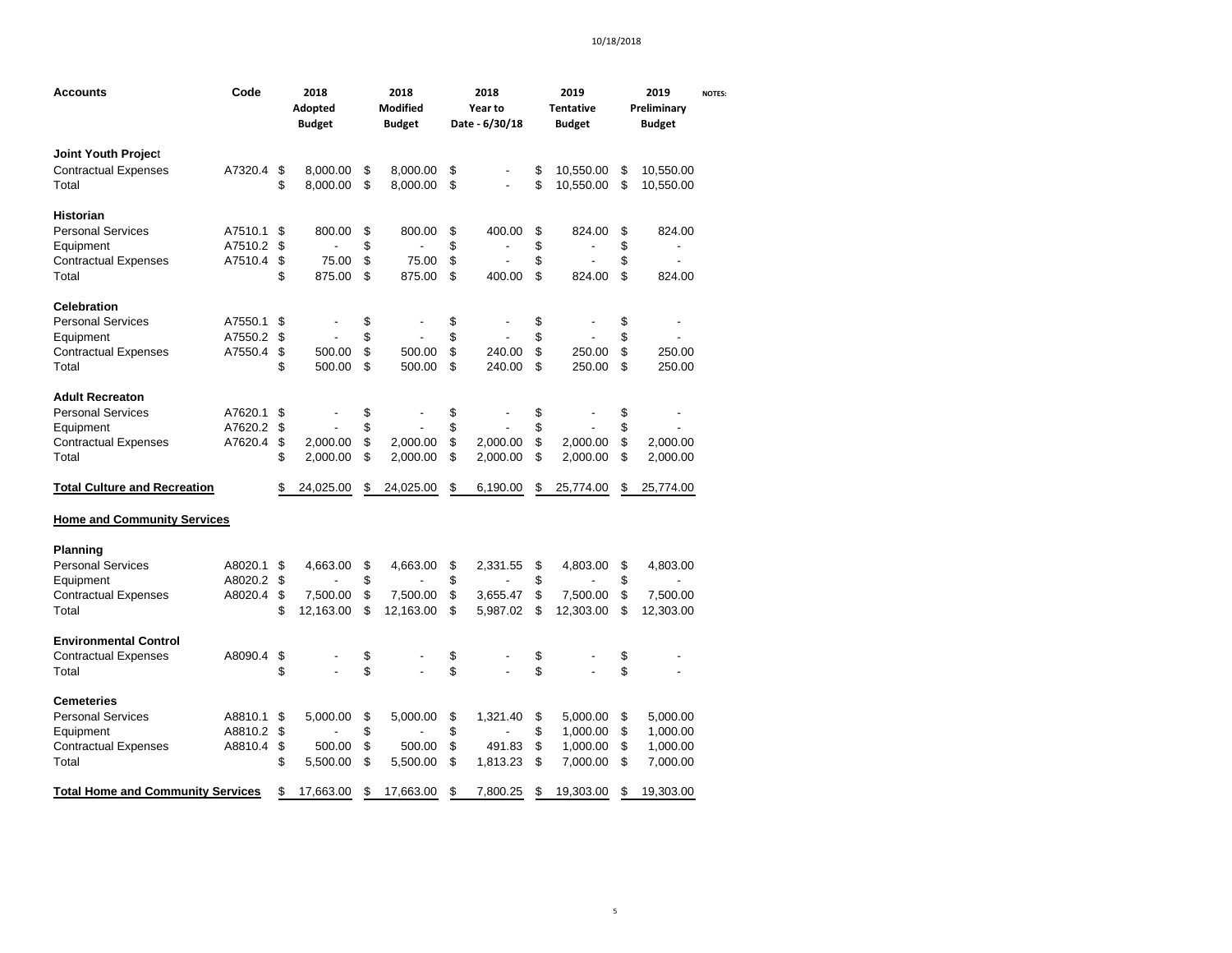| Accounts | Code | 2018 Adopted Budget | 2018 Modified Budget | 2018 Year to Date - 6/30/18 | 2019 Tentative Budget | 2019 Preliminary Budget | NOTES: |
|---|---|---|---|---|---|---|---|
| **Joint Youth Project** | | | | | | | |
| Contractual Expenses | A7320.4 | $ 8,000.00 | $ 8,000.00 | $ - | $ 10,550.00 | $ 10,550.00 | |
| Total | | $ 8,000.00 | $ 8,000.00 | $ - | $ 10,550.00 | $ 10,550.00 | |
| **Historian** | | | | | | | |
| Personal Services | A7510.1 | $ 800.00 | $ 800.00 | $ 400.00 | $ 824.00 | $ 824.00 | |
| Equipment | A7510.2 | $ - | $ - | $ - | $ - | $ - | |
| Contractual Expenses | A7510.4 | $ 75.00 | $ 75.00 | $ - | $ - | $ - | |
| Total | | $ 875.00 | $ 875.00 | $ 400.00 | $ 824.00 | $ 824.00 | |
| **Celebration** | | | | | | | |
| Personal Services | A7550.1 | $ - | $ - | $ - | $ - | $ - | |
| Equipment | A7550.2 | $ - | $ - | $ - | $ - | $ - | |
| Contractual Expenses | A7550.4 | $ 500.00 | $ 500.00 | $ 240.00 | $ 250.00 | $ 250.00 | |
| Total | | $ 500.00 | $ 500.00 | $ 240.00 | $ 250.00 | $ 250.00 | |
| **Adult Recreaton** | | | | | | | |
| Personal Services | A7620.1 | $ - | $ - | $ - | $ - | $ - | |
| Equipment | A7620.2 | $ - | $ - | $ - | $ - | $ - | |
| Contractual Expenses | A7620.4 | $ 2,000.00 | $ 2,000.00 | $ 2,000.00 | $ 2,000.00 | $ 2,000.00 | |
| Total | | $ 2,000.00 | $ 2,000.00 | $ 2,000.00 | $ 2,000.00 | $ 2,000.00 | |
| **Total Culture and Recreation** | | $ 24,025.00 | $ 24,025.00 | $ 6,190.00 | $ 25,774.00 | $ 25,774.00 | |
| **Home and Community Services** | | | | | | | |
| **Planning** | | | | | | | |
| Personal Services | A8020.1 | $ 4,663.00 | $ 4,663.00 | $ 2,331.55 | $ 4,803.00 | $ 4,803.00 | |
| Equipment | A8020.2 | $ - | $ - | $ - | $ - | $ - | |
| Contractual Expenses | A8020.4 | $ 7,500.00 | $ 7,500.00 | $ 3,655.47 | $ 7,500.00 | $ 7,500.00 | |
| Total | | $ 12,163.00 | $ 12,163.00 | $ 5,987.02 | $ 12,303.00 | $ 12,303.00 | |
| **Environmental Control** | | | | | | | |
| Contractual Expenses | A8090.4 | $ - | $ - | $ - | $ - | $ - | |
| Total | | $ - | $ - | $ - | $ - | $ - | |
| **Cemeteries** | | | | | | | |
| Personal Services | A8810.1 | $ 5,000.00 | $ 5,000.00 | $ 1,321.40 | $ 5,000.00 | $ 5,000.00 | |
| Equipment | A8810.2 | $ - | $ - | $ - | $ 1,000.00 | $ 1,000.00 | |
| Contractual Expenses | A8810.4 | $ 500.00 | $ 500.00 | $ 491.83 | $ 1,000.00 | $ 1,000.00 | |
| Total | | $ 5,500.00 | $ 5,500.00 | $ 1,813.23 | $ 7,000.00 | $ 7,000.00 | |
| **Total Home and Community Services** | | $ 17,663.00 | $ 17,663.00 | $ 7,800.25 | $ 19,303.00 | $ 19,303.00 | |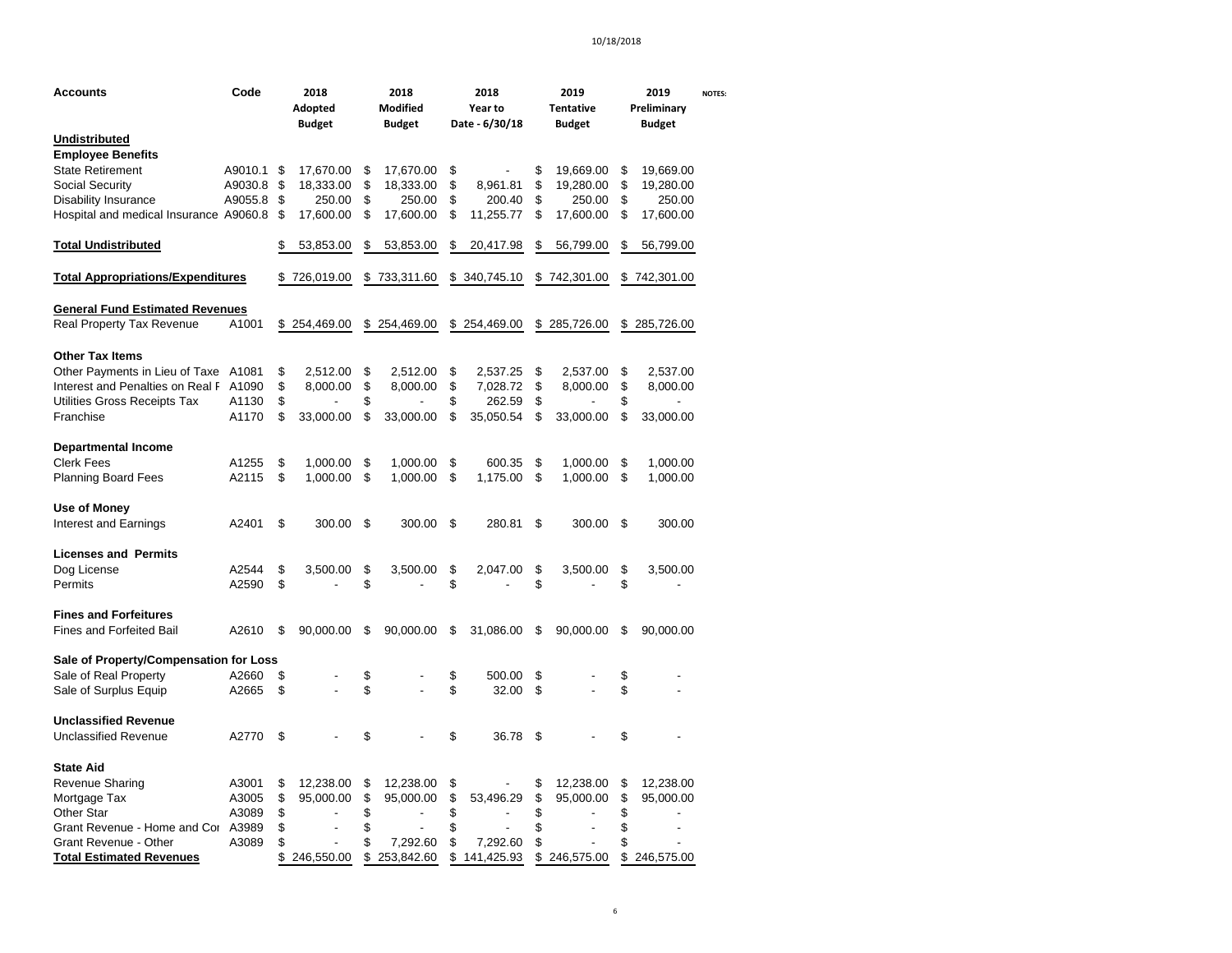| Accounts | Code | 2018 Adopted Budget | 2018 Modified Budget | 2018 Year to Date - 6/30/18 | 2019 Tentative Budget | 2019 Preliminary Budget | NOTES: |
|---|---|---|---|---|---|---|---|
| **Undistributed** | | | | | | | |
| **Employee Benefits** | | | | | | | |
| State Retirement | A9010.1 | $ 17,670.00 | $ 17,670.00 | $ - | $ 19,669.00 | $ 19,669.00 | |
| Social Security | A9030.8 | $ 18,333.00 | $ 18,333.00 | $ 8,961.81 | $ 19,280.00 | $ 19,280.00 | |
| Disability Insurance | A9055.8 | $ 250.00 | $ 250.00 | $ 200.40 | $ 250.00 | $ 250.00 | |
| Hospital and medical Insurance | A9060.8 | $ 17,600.00 | $ 17,600.00 | $ 11,255.77 | $ 17,600.00 | $ 17,600.00 | |
| **Total Undistributed** | | $ 53,853.00 | $ 53,853.00 | $ 20,417.98 | $ 56,799.00 | $ 56,799.00 | |
| **Total Appropriations/Expenditures** | | $ 726,019.00 | $ 733,311.60 | $ 340,745.10 | $ 742,301.00 | $ 742,301.00 | |
| **General Fund Estimated Revenues** | | | | | | | |
| Real Property Tax Revenue | A1001 | $ 254,469.00 | $ 254,469.00 | $ 254,469.00 | $ 285,726.00 | $ 285,726.00 | |
| **Other Tax Items** | | | | | | | |
| Other Payments in Lieu of Taxe | A1081 | $ 2,512.00 | $ 2,512.00 | $ 2,537.25 | $ 2,537.00 | $ 2,537.00 | |
| Interest and Penalties on Real F | A1090 | $ 8,000.00 | $ 8,000.00 | $ 7,028.72 | $ 8,000.00 | $ 8,000.00 | |
| Utilities Gross Receipts Tax | A1130 | $ - | $ - | $ 262.59 | $ - | $ - | |
| Franchise | A1170 | $ 33,000.00 | $ 33,000.00 | $ 35,050.54 | $ 33,000.00 | $ 33,000.00 | |
| **Departmental Income** | | | | | | | |
| Clerk Fees | A1255 | $ 1,000.00 | $ 1,000.00 | $ 600.35 | $ 1,000.00 | $ 1,000.00 | |
| Planning Board Fees | A2115 | $ 1,000.00 | $ 1,000.00 | $ 1,175.00 | $ 1,000.00 | $ 1,000.00 | |
| **Use of Money** | | | | | | | |
| Interest and Earnings | A2401 | $ 300.00 | $ 300.00 | $ 280.81 | $ 300.00 | $ 300.00 | |
| **Licenses and Permits** | | | | | | | |
| Dog License | A2544 | $ 3,500.00 | $ 3,500.00 | $ 2,047.00 | $ 3,500.00 | $ 3,500.00 | |
| Permits | A2590 | $ - | $ - | $ - | $ - | $ - | |
| **Fines and Forfeitures** | | | | | | | |
| Fines and Forfeited Bail | A2610 | $ 90,000.00 | $ 90,000.00 | $ 31,086.00 | $ 90,000.00 | $ 90,000.00 | |
| **Sale of Property/Compensation for Loss** | | | | | | | |
| Sale of Real Property | A2660 | $ - | $ - | $ 500.00 | $ - | $ - | |
| Sale of Surplus Equip | A2665 | $ - | $ - | $ 32.00 | $ - | $ - | |
| **Unclassified Revenue** | | | | | | | |
| Unclassified Revenue | A2770 | $ - | $ - | $ 36.78 | $ - | $ - | |
| **State Aid** | | | | | | | |
| Revenue Sharing | A3001 | $ 12,238.00 | $ 12,238.00 | $ - | $ 12,238.00 | $ 12,238.00 | |
| Mortgage Tax | A3005 | $ 95,000.00 | $ 95,000.00 | $ 53,496.29 | $ 95,000.00 | $ 95,000.00 | |
| Other Star | A3089 | $ - | $ - | $ - | $ - | $ - | |
| Grant Revenue - Home and Cor | A3989 | $ - | $ - | $ - | $ - | $ - | |
| Grant Revenue - Other | A3089 | $ - | $ 7,292.60 | $ 7,292.60 | $ - | $ - | |
| **Total Estimated Revenues** | | $ 246,550.00 | $ 253,842.60 | $ 141,425.93 | $ 246,575.00 | $ 246,575.00 | |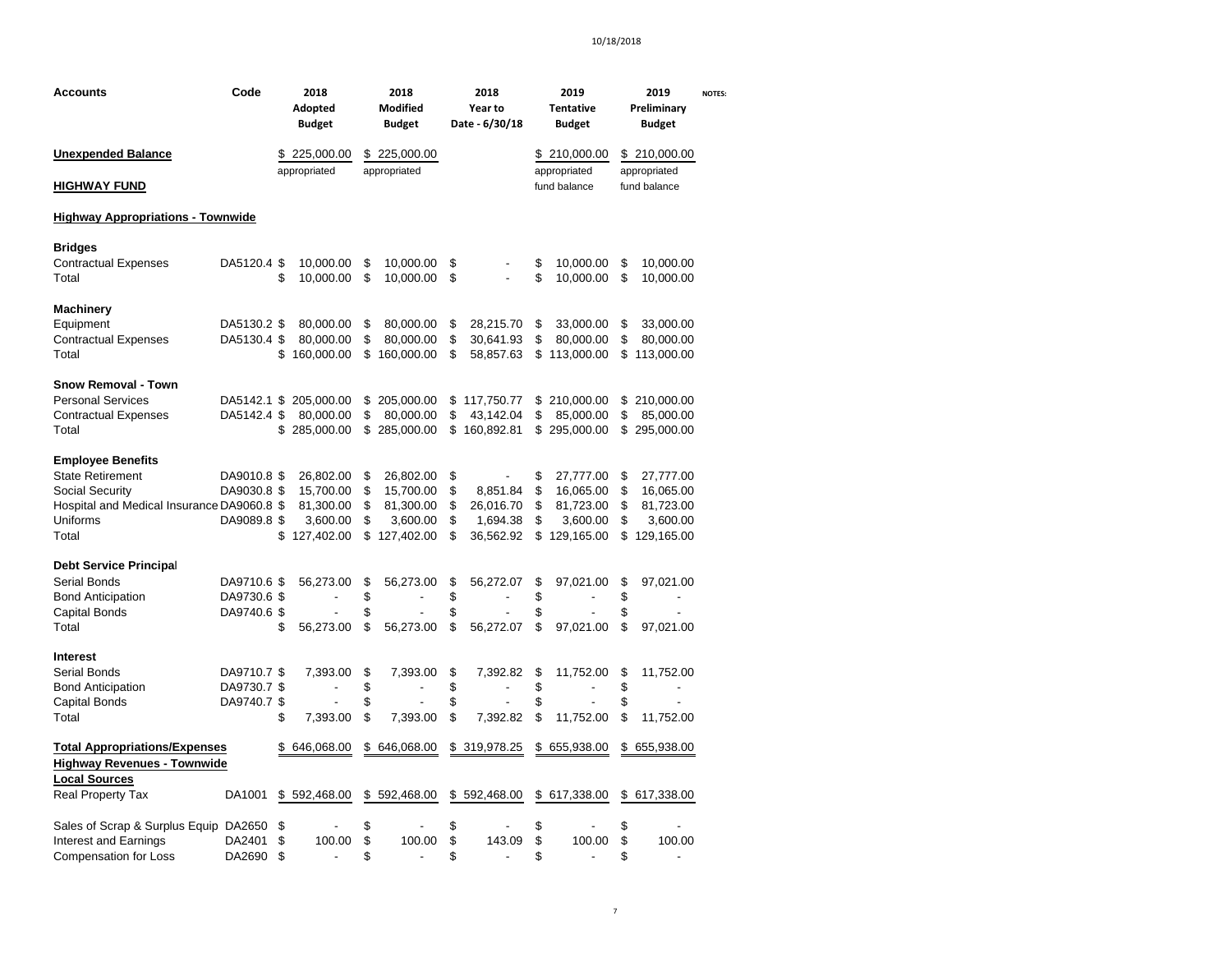| Accounts | Code | 2018 Adopted Budget | 2018 Modified Budget | 2018 Year to Date - 6/30/18 | 2019 Tentative Budget | 2019 Preliminary Budget | NOTES: |
|---|---|---|---|---|---|---|---|
| **Unexpended Balance** | | $ 225,000.00 appropriated | $ 225,000.00 appropriated | | $ 210,000.00 appropriated fund balance | $ 210,000.00 appropriated fund balance | |
| **HIGHWAY FUND** | | | | | | | |
| **Highway Appropriations - Townwide** | | | | | | | |
| **Bridges** | | | | | | | |
| Contractual Expenses | DA5120.4 | $ 10,000.00 | $ 10,000.00 | $ - | $ 10,000.00 | $ 10,000.00 | |
| Total | | $ 10,000.00 | $ 10,000.00 | $ - | $ 10,000.00 | $ 10,000.00 | |
| **Machinery** | | | | | | | |
| Equipment | DA5130.2 | $ 80,000.00 | $ 80,000.00 | $ 28,215.70 | $ 33,000.00 | $ 33,000.00 | |
| Contractual Expenses | DA5130.4 | $ 80,000.00 | $ 80,000.00 | $ 30,641.93 | $ 80,000.00 | $ 80,000.00 | |
| Total | | $ 160,000.00 | $ 160,000.00 | $ 58,857.63 | $ 113,000.00 | $ 113,000.00 | |
| **Snow Removal - Town** | | | | | | | |
| Personal Services | DA5142.1 | $ 205,000.00 | $ 205,000.00 | $ 117,750.77 | $ 210,000.00 | $ 210,000.00 | |
| Contractual Expenses | DA5142.4 | $ 80,000.00 | $ 80,000.00 | $ 43,142.04 | $ 85,000.00 | $ 85,000.00 | |
| Total | | $ 285,000.00 | $ 285,000.00 | $ 160,892.81 | $ 295,000.00 | $ 295,000.00 | |
| **Employee Benefits** | | | | | | | |
| State Retirement | DA9010.8 | $ 26,802.00 | $ 26,802.00 | $ - | $ 27,777.00 | $ 27,777.00 | |
| Social Security | DA9030.8 | $ 15,700.00 | $ 15,700.00 | $ 8,851.84 | $ 16,065.00 | $ 16,065.00 | |
| Hospital and Medical Insurance | DA9060.8 | $ 81,300.00 | $ 81,300.00 | $ 26,016.70 | $ 81,723.00 | $ 81,723.00 | |
| Uniforms | DA9089.8 | $ 3,600.00 | $ 3,600.00 | $ 1,694.38 | $ 3,600.00 | $ 3,600.00 | |
| Total | | $ 127,402.00 | $ 127,402.00 | $ 36,562.92 | $ 129,165.00 | $ 129,165.00 | |
| **Debt Service Principal** | | | | | | | |
| Serial Bonds | DA9710.6 | $ 56,273.00 | $ 56,273.00 | $ 56,272.07 | $ 97,021.00 | $ 97,021.00 | |
| Bond Anticipation | DA9730.6 | $ - | $ - | $ - | $ - | $ - | |
| Capital Bonds | DA9740.6 | $ - | $ - | $ - | $ - | $ - | |
| Total | | $ 56,273.00 | $ 56,273.00 | $ 56,272.07 | $ 97,021.00 | $ 97,021.00 | |
| **Interest** | | | | | | | |
| Serial Bonds | DA9710.7 | $ 7,393.00 | $ 7,393.00 | $ 7,392.82 | $ 11,752.00 | $ 11,752.00 | |
| Bond Anticipation | DA9730.7 | $ - | $ - | $ - | $ - | $ - | |
| Capital Bonds | DA9740.7 | $ - | $ - | $ - | $ - | $ - | |
| Total | | $ 7,393.00 | $ 7,393.00 | $ 7,392.82 | $ 11,752.00 | $ 11,752.00 | |
| **Total Appropriations/Expenses** | | $ 646,068.00 | $ 646,068.00 | $ 319,978.25 | $ 655,938.00 | $ 655,938.00 | |
| **Highway Revenues - Townwide** | | | | | | | |
| **Local Sources** | | | | | | | |
| Real Property Tax | DA1001 | $ 592,468.00 | $ 592,468.00 | $ 592,468.00 | $ 617,338.00 | $ 617,338.00 | |
| Sales of Scrap & Surplus Equip | DA2650 | $ - | $ - | $ - | $ - | $ - | |
| Interest and Earnings | DA2401 | $ 100.00 | $ 100.00 | $ 143.09 | $ 100.00 | $ 100.00 | |
| Compensation for Loss | DA2690 | $ - | $ - | $ - | $ - | $ - | |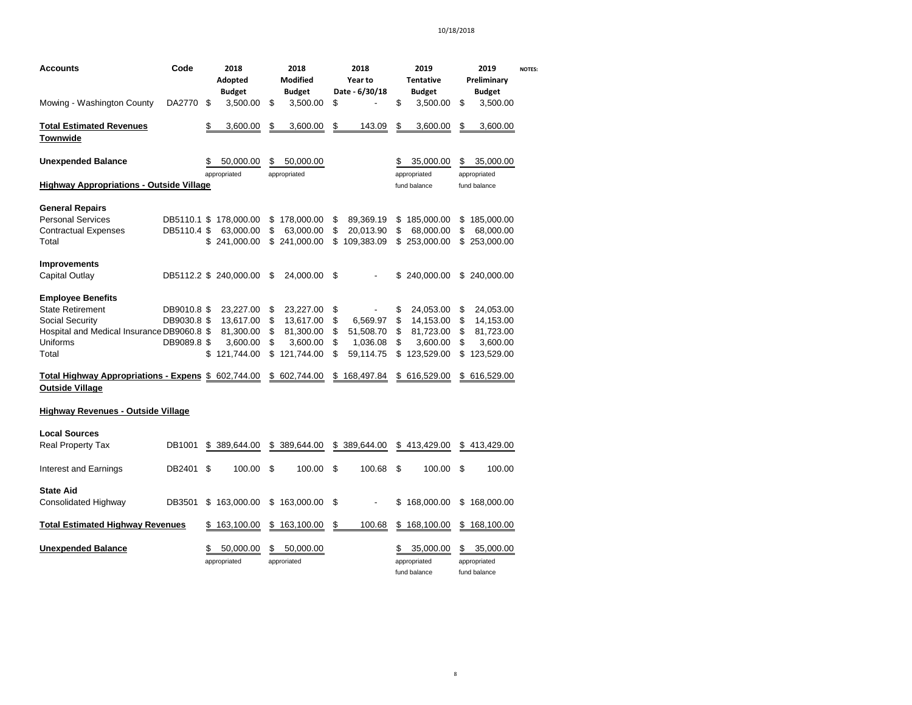| Accounts | Code | 2018 Adopted Budget | 2018 Modified Budget | 2018 Year to Date - 6/30/18 | 2019 Tentative Budget | 2019 Preliminary Budget | NOTES: |
|---|---|---|---|---|---|---|---|
| Mowing - Washington County | DA2770 | $ 3,500.00 | $ 3,500.00 | $ - | $ 3,500.00 | $ 3,500.00 | |
| **Total Estimated Revenues Townwide** | | $ 3,600.00 | $ 3,600.00 | $ 143.09 | $ 3,600.00 | $ 3,600.00 | |
| **Unexpended Balance** | | $ 50,000.00 appropriated | $ 50,000.00 appropriated | | $ 35,000.00 appropriated fund balance | $ 35,000.00 appropriated fund balance | |
| **Highway Appropriations - Outside Village** | | | | | | | |
| **General Repairs** | | | | | | | |
| Personal Services | DB5110.1 | $ 178,000.00 | $ 178,000.00 | $ 89,369.19 | $ 185,000.00 | $ 185,000.00 | |
| Contractual Expenses | DB5110.4 | $ 63,000.00 | $ 63,000.00 | $ 20,013.90 | $ 68,000.00 | $ 68,000.00 | |
| Total | | $ 241,000.00 | $ 241,000.00 | $ 109,383.09 | $ 253,000.00 | $ 253,000.00 | |
| **Improvements** | | | | | | | |
| Capital Outlay | DB5112.2 | $ 240,000.00 | $ 24,000.00 | $ - | $ 240,000.00 | $ 240,000.00 | |
| **Employee Benefits** | | | | | | | |
| State Retirement | DB9010.8 | $ 23,227.00 | $ 23,227.00 | $ - | $ 24,053.00 | $ 24,053.00 | |
| Social Security | DB9030.8 | $ 13,617.00 | $ 13,617.00 | $ 6,569.97 | $ 14,153.00 | $ 14,153.00 | |
| Hospital and Medical Insurance | DB9060.8 | $ 81,300.00 | $ 81,300.00 | $ 51,508.70 | $ 81,723.00 | $ 81,723.00 | |
| Uniforms | DB9089.8 | $ 3,600.00 | $ 3,600.00 | $ 1,036.08 | $ 3,600.00 | $ 3,600.00 | |
| Total | | $ 121,744.00 | $ 121,744.00 | $ 59,114.75 | $ 123,529.00 | $ 123,529.00 | |
| **Total Highway Appropriations - Expens Outside Village** | | $ 602,744.00 | $ 602,744.00 | $ 168,497.84 | $ 616,529.00 | $ 616,529.00 | |
| **Highway Revenues - Outside Village** | | | | | | | |
| **Local Sources** | | | | | | | |
| Real Property Tax | DB1001 | $ 389,644.00 | $ 389,644.00 | $ 389,644.00 | $ 413,429.00 | $ 413,429.00 | |
| Interest and Earnings | DB2401 | $ 100.00 | $ 100.00 | $ 100.68 | $ 100.00 | $ 100.00 | |
| **State Aid** | | | | | | | |
| Consolidated Highway | DB3501 | $ 163,000.00 | $ 163,000.00 | $ - | $ 168,000.00 | $ 168,000.00 | |
| **Total Estimated Highway Revenues** | | $ 163,100.00 | $ 163,100.00 | $ 100.68 | $ 168,100.00 | $ 168,100.00 | |
| **Unexpended Balance** | | $ 50,000.00 appropriated | $ 50,000.00 approriated | | $ 35,000.00 appropriated fund balance | $ 35,000.00 appropriated fund balance | |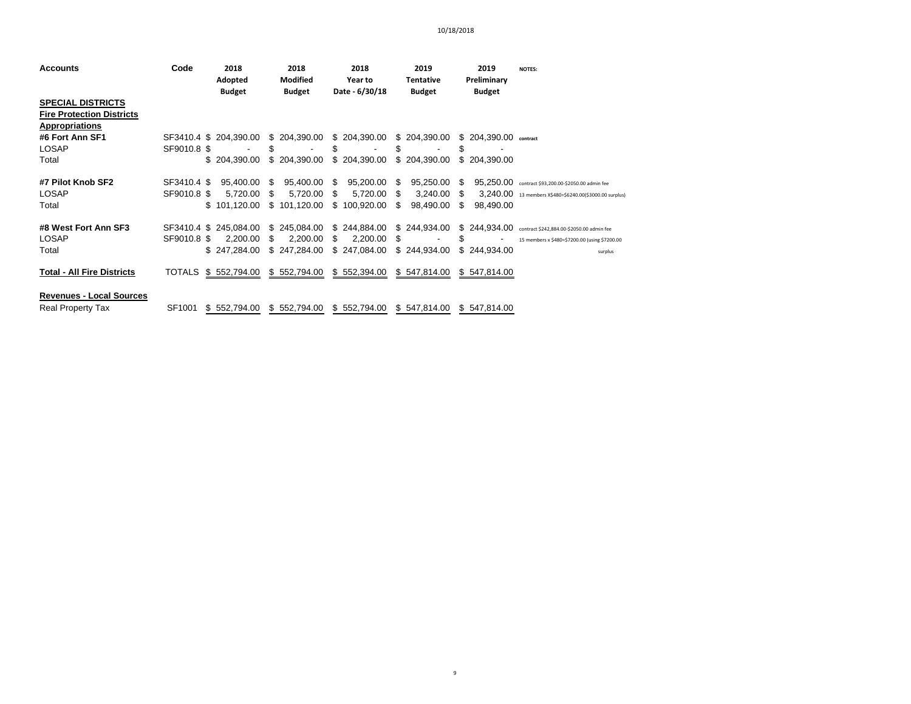| Accounts | Code | 2018 Adopted Budget | 2018 Modified Budget | 2018 Year to Date - 6/30/18 | 2019 Tentative Budget | 2019 Preliminary Budget | NOTES: |
|---|---|---|---|---|---|---|---|
| **SPECIAL DISTRICTS** | | | | | | | |
| **Fire Protection Districts** | | | | | | | |
| **Appropriations** | | | | | | | |
| **#6 Fort Ann SF1** | SF3410.4 | $ 204,390.00 | $ 204,390.00 | $ 204,390.00 | $ 204,390.00 | $ 204,390.00 | contract |
| LOSAP | SF9010.8 | $ - | $ - | $ - | $ - | $ - | |
| Total | | $ 204,390.00 | $ 204,390.00 | $ 204,390.00 | $ 204,390.00 | $ 204,390.00 | |
| | | | | | | | |
| **#7 Pilot Knob SF2** | SF3410.4 | $ 95,400.00 | $ 95,400.00 | $ 95,200.00 | $ 95,250.00 | $ 95,250.00 | contract $93,200.00-$2050.00 admin fee |
| LOSAP | SF9010.8 | $ 5,720.00 | $ 5,720.00 | $ 5,720.00 | $ 3,240.00 | $ 3,240.00 | 13 members X$480=$6240.00($3000.00 surplus) |
| Total | | $ 101,120.00 | $ 101,120.00 | $ 100,920.00 | $ 98,490.00 | $ 98,490.00 | |
| | | | | | | | |
| **#8 West Fort Ann SF3** | SF3410.4 | $ 245,084.00 | $ 245,084.00 | $ 244,884.00 | $ 244,934.00 | $ 244,934.00 | contract $242,884.00-$2050.00 admin fee |
| LOSAP | SF9010.8 | $ 2,200.00 | $ 2,200.00 | $ 2,200.00 | $ - | $ - | 15 members x $480=$7200.00 (using $7200.00 surplus |
| Total | | $ 247,284.00 | $ 247,284.00 | $ 247,084.00 | $ 244,934.00 | $ 244,934.00 | |
| | | | | | | | |
| **Total - All Fire Districts** | TOTALS | $ 552,794.00 | $ 552,794.00 | $ 552,394.00 | $ 547,814.00 | $ 547,814.00 | |
| | | | | | | | |
| **Revenues - Local Sources** | | | | | | | |
| Real Property Tax | SF1001 | $ 552,794.00 | $ 552,794.00 | $ 552,794.00 | $ 547,814.00 | $ 547,814.00 | |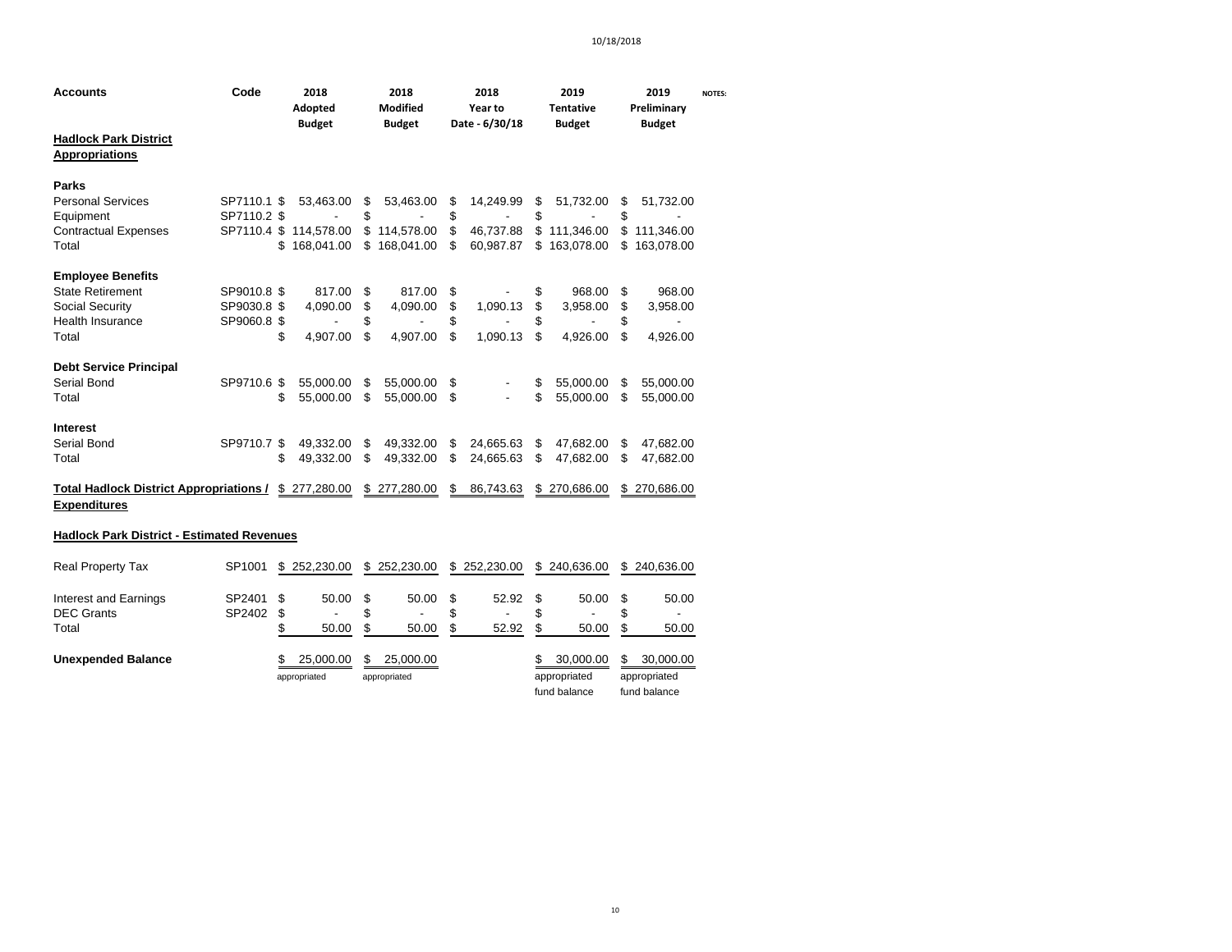| Accounts | Code | 2018 Adopted Budget | 2018 Modified Budget | 2018 Year to Date - 6/30/18 | 2019 Tentative Budget | 2019 Preliminary Budget | NOTES: |
|---|---|---|---|---|---|---|---|
| **Hadlock Park District** | | | | | | | |
| **Appropriations** | | | | | | | |
| | | | | | | | |
| **Parks** | | | | | | | |
| Personal Services | SP7110.1 | $ 53,463.00 | $ 53,463.00 | $ 14,249.99 | $ 51,732.00 | $ 51,732.00 | |
| Equipment | SP7110.2 | $ - | $ - | $ - | $ - | $ - | |
| Contractual Expenses | SP7110.4 | $ 114,578.00 | $ 114,578.00 | $ 46,737.88 | $ 111,346.00 | $ 111,346.00 | |
| Total | | $ 168,041.00 | $ 168,041.00 | $ 60,987.87 | $ 163,078.00 | $ 163,078.00 | |
| | | | | | | | |
| **Employee Benefits** | | | | | | | |
| State Retirement | SP9010.8 | $ 817.00 | $ 817.00 | $ - | $ 968.00 | $ 968.00 | |
| Social Security | SP9030.8 | $ 4,090.00 | $ 4,090.00 | $ 1,090.13 | $ 3,958.00 | $ 3,958.00 | |
| Health Insurance | SP9060.8 | $ - | $ - | $ - | $ - | $ - | |
| Total | | $ 4,907.00 | $ 4,907.00 | $ 1,090.13 | $ 4,926.00 | $ 4,926.00 | |
| | | | | | | | |
| **Debt Service Principal** | | | | | | | |
| Serial Bond | SP9710.6 | $ 55,000.00 | $ 55,000.00 | $ - | $ 55,000.00 | $ 55,000.00 | |
| Total | | $ 55,000.00 | $ 55,000.00 | $ - | $ 55,000.00 | $ 55,000.00 | |
| | | | | | | | |
| **Interest** | | | | | | | |
| Serial Bond | SP9710.7 | $ 49,332.00 | $ 49,332.00 | $ 24,665.63 | $ 47,682.00 | $ 47,682.00 | |
| Total | | $ 49,332.00 | $ 49,332.00 | $ 24,665.63 | $ 47,682.00 | $ 47,682.00 | |
| | | | | | | | |
| **Total Hadlock District Appropriations / Expenditures** | | $ 277,280.00 | $ 277,280.00 | $ 86,743.63 | $ 270,686.00 | $ 270,686.00 | |
| | | | | | | | |
| **Hadlock Park District - Estimated Revenues** | | | | | | | |
| | | | | | | | |
| Real Property Tax | SP1001 | $ 252,230.00 | $ 252,230.00 | $ 252,230.00 | $ 240,636.00 | $ 240,636.00 | |
| | | | | | | | |
| Interest and Earnings | SP2401 | $ 50.00 | $ 50.00 | $ 52.92 | $ 50.00 | $ 50.00 | |
| DEC Grants | SP2402 | $ - | $ - | $ - | $ - | $ - | |
| Total | | $ 50.00 | $ 50.00 | $ 52.92 | $ 50.00 | $ 50.00 | |
| | | | | | | | |
| **Unexpended Balance** | | $ 25,000.00 appropriated | $ 25,000.00 appropriated | | $ 30,000.00 appropriated fund balance | $ 30,000.00 appropriated fund balance | |